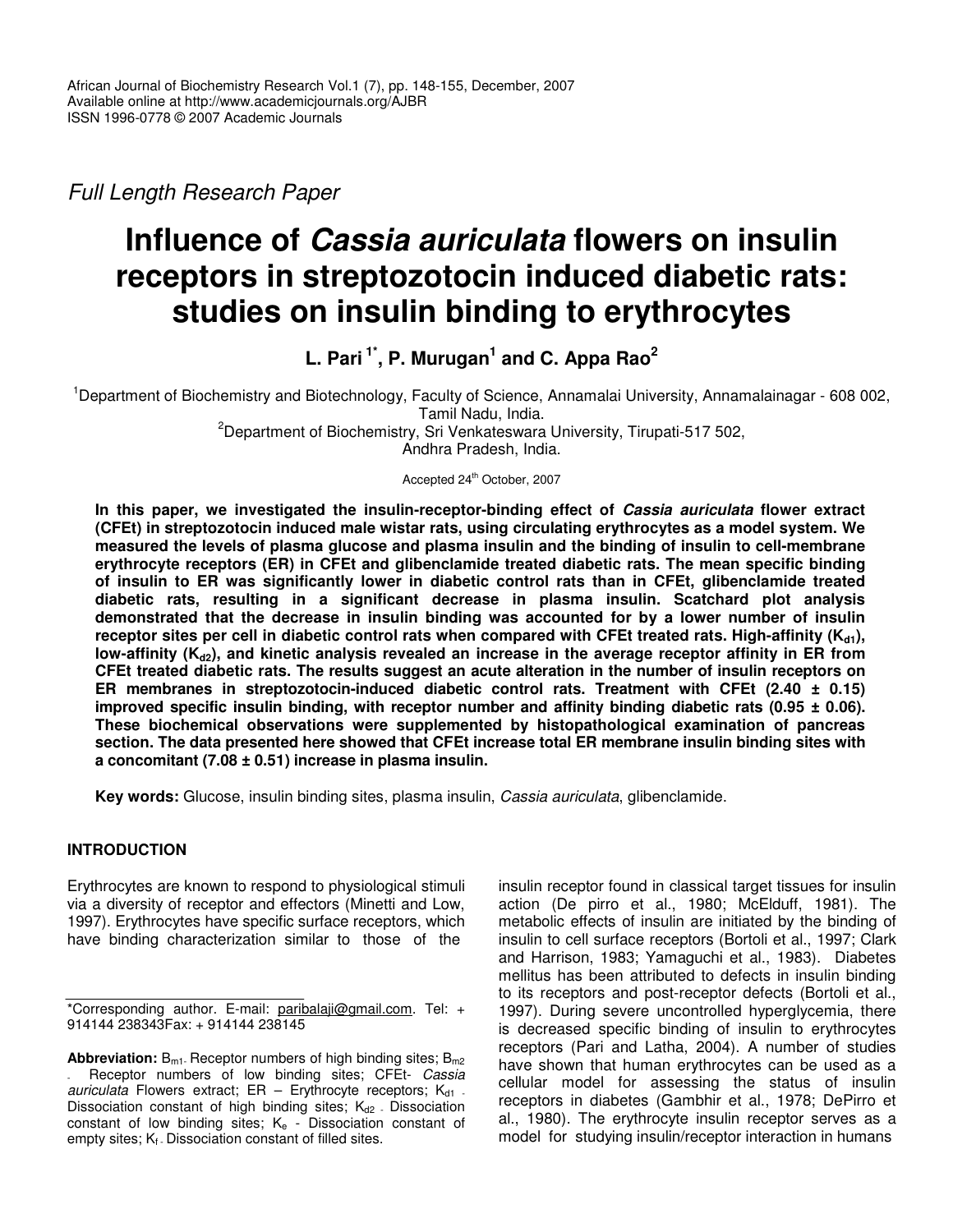African Journal of Biochemistry Research Vol.1 (7), pp. 148-155, December, 2007
Available online at http://www.academicjournals.org/AJBR
ISSN 1996-0778 © 2007 Academic Journals

*Full Length Research Paper*

# Influence of *Cassia auriculata* flowers on insulin receptors in streptozotocin induced diabetic rats: studies on insulin binding to erythrocytes

**L. Pari[1*], P. Murugan[1] and C. Appa Rao[2]**

[1]Department of Biochemistry and Biotechnology, Faculty of Science, Annamalai University, Annamalainagar - 608 002, Tamil Nadu, India.
[2]Department of Biochemistry, Sri Venkateswara University, Tirupati-517 502, Andhra Pradesh, India.

Accepted 24th October, 2007

**In this paper, we investigated the insulin-receptor-binding effect of *Cassia auriculata* flower extract (CFEt) in streptozotocin induced male wistar rats, using circulating erythrocytes as a model system. We measured the levels of plasma glucose and plasma insulin and the binding of insulin to cell-membrane erythrocyte receptors (ER) in CFEt and glibenclamide treated diabetic rats. The mean specific binding of insulin to ER was significantly lower in diabetic control rats than in CFEt, glibenclamide treated diabetic rats, resulting in a significant decrease in plasma insulin. Scatchard plot analysis demonstrated that the decrease in insulin binding was accounted for by a lower number of insulin receptor sites per cell in diabetic control rats when compared with CFEt treated rats. High-affinity ($K_{d1}$), low-affinity ($K_{d2}$), and kinetic analysis revealed an increase in the average receptor affinity in ER from CFEt treated diabetic rats. The results suggest an acute alteration in the number of insulin receptors on ER membranes in streptozotocin-induced diabetic control rats. Treatment with CFEt (2.40 ± 0.15) improved specific insulin binding, with receptor number and affinity binding diabetic rats (0.95 ± 0.06). These biochemical observations were supplemented by histopathological examination of pancreas section. The data presented here showed that CFEt increase total ER membrane insulin binding sites with a concomitant (7.08 ± 0.51) increase in plasma insulin.**

**Key words:** Glucose, insulin binding sites, plasma insulin, *Cassia auriculata*, glibenclamide.

## INTRODUCTION

Erythrocytes are known to respond to physiological stimuli via a diversity of receptor and effectors (Minetti and Low, 1997). Erythrocytes have specific surface receptors, which have binding characterization similar to those of the insulin receptor found in classical target tissues for insulin action (De pirro et al., 1980; McElduff, 1981). The metabolic effects of insulin are initiated by the binding of insulin to cell surface receptors (Bortoli et al., 1997; Clark and Harrison, 1983; Yamaguchi et al., 1983). Diabetes mellitus has been attributed to defects in insulin binding to its receptors and post-receptor defects (Bortoli et al., 1997). During severe uncontrolled hyperglycemia, there is decreased specific binding of insulin to erythrocytes receptors (Pari and Latha, 2004). A number of studies have shown that human erythrocytes can be used as a cellular model for assessing the status of insulin receptors in diabetes (Gambhir et al., 1978; DePirro et al., 1980). The erythrocyte insulin receptor serves as a model for studying insulin/receptor interaction in humans

*Corresponding author. E-mail: paribalaji@gmail.com. Tel: + 914144 238343Fax: + 914144 238145

**Abbreviation:** $B_{m1}$- Receptor numbers of high binding sites; $B_{m2}$ - Receptor numbers of low binding sites; CFEt- *Cassia auriculata* Flowers extract; ER – Erythrocyte receptors; $K_{d1}$ - Dissociation constant of high binding sites; $K_{d2}$ - Dissociation constant of low binding sites; $K_e$ - Dissociation constant of empty sites; $K_f$ - Dissociation constant of filled sites.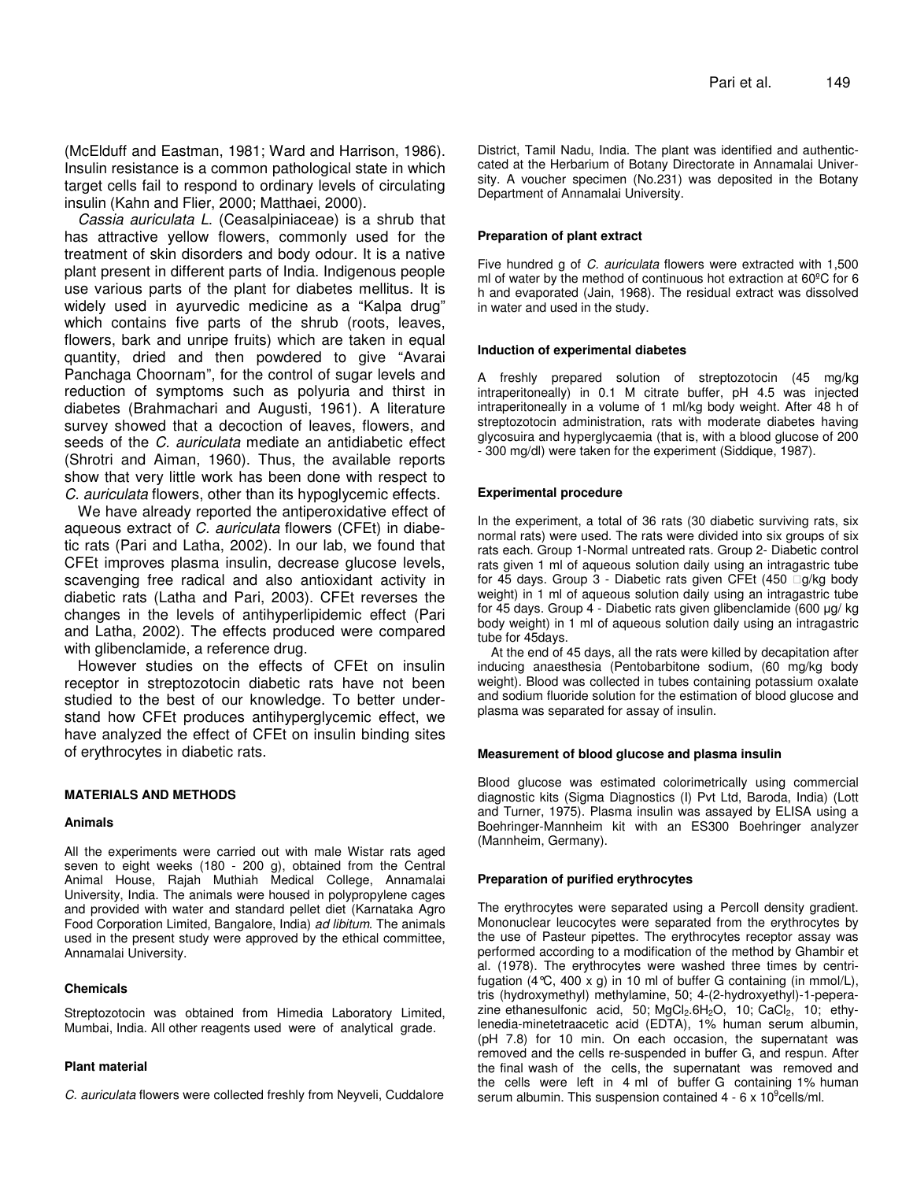(McElduff and Eastman, 1981; Ward and Harrison, 1986). Insulin resistance is a common pathological state in which target cells fail to respond to ordinary levels of circulating insulin (Kahn and Flier, 2000; Matthaei, 2000).

*Cassia auriculata L.* (Ceasalpiniaceae) is a shrub that has attractive yellow flowers, commonly used for the treatment of skin disorders and body odour. It is a native plant present in different parts of India. Indigenous people use various parts of the plant for diabetes mellitus. It is widely used in ayurvedic medicine as a "Kalpa drug" which contains five parts of the shrub (roots, leaves, flowers, bark and unripe fruits) which are taken in equal quantity, dried and then powdered to give "Avarai Panchaga Choornam", for the control of sugar levels and reduction of symptoms such as polyuria and thirst in diabetes (Brahmachari and Augusti, 1961). A literature survey showed that a decoction of leaves, flowers, and seeds of the *C. auriculata* mediate an antidiabetic effect (Shrotri and Aiman, 1960). Thus, the available reports show that very little work has been done with respect to *C. auriculata* flowers, other than its hypoglycemic effects.

We have already reported the antiperoxidative effect of aqueous extract of *C. auriculata* flowers (CFEt) in diabetic rats (Pari and Latha, 2002). In our lab, we found that CFEt improves plasma insulin, decrease glucose levels, scavenging free radical and also antioxidant activity in diabetic rats (Latha and Pari, 2003). CFEt reverses the changes in the levels of antihyperlipidemic effect (Pari and Latha, 2002). The effects produced were compared with glibenclamide, a reference drug.

However studies on the effects of CFEt on insulin receptor in streptozotocin diabetic rats have not been studied to the best of our knowledge. To better understand how CFEt produces antihyperglycemic effect, we have analyzed the effect of CFEt on insulin binding sites of erythrocytes in diabetic rats.

## MATERIALS AND METHODS

### Animals

All the experiments were carried out with male Wistar rats aged seven to eight weeks (180 - 200 g), obtained from the Central Animal House, Rajah Muthiah Medical College, Annamalai University, India. The animals were housed in polypropylene cages and provided with water and standard pellet diet (Karnataka Agro Food Corporation Limited, Bangalore, India) *ad libitum*. The animals used in the present study were approved by the ethical committee, Annamalai University.

### Chemicals

Streptozotocin was obtained from Himedia Laboratory Limited, Mumbai, India. All other reagents used were of analytical grade.

### Plant material

*C. auriculata* flowers were collected freshly from Neyveli, Cuddalore District, Tamil Nadu, India. The plant was identified and authenticated at the Herbarium of Botany Directorate in Annamalai University. A voucher specimen (No.231) was deposited in the Botany Department of Annamalai University.

### Preparation of plant extract

Five hundred g of *C. auriculata* flowers were extracted with 1,500 ml of water by the method of continuous hot extraction at 60ºC for 6 h and evaporated (Jain, 1968). The residual extract was dissolved in water and used in the study.

### Induction of experimental diabetes

A freshly prepared solution of streptozotocin (45 mg/kg intraperitoneally) in 0.1 M citrate buffer, pH 4.5 was injected intraperitoneally in a volume of 1 ml/kg body weight. After 48 h of streptozotocin administration, rats with moderate diabetes having glycosuira and hyperglycaemia (that is, with a blood glucose of 200 - 300 mg/dl) were taken for the experiment (Siddique, 1987).

### Experimental procedure

In the experiment, a total of 36 rats (30 diabetic surviving rats, six normal rats) were used. The rats were divided into six groups of six rats each. Group 1-Normal untreated rats. Group 2- Diabetic control rats given 1 ml of aqueous solution daily using an intragastric tube for 45 days. Group 3 - Diabetic rats given CFEt (450 g/kg body weight) in 1 ml of aqueous solution daily using an intragastric tube for 45 days. Group 4 - Diabetic rats given glibenclamide (600 µg/ kg body weight) in 1 ml of aqueous solution daily using an intragastric tube for 45days.

At the end of 45 days, all the rats were killed by decapitation after inducing anaesthesia (Pentobarbitone sodium, (60 mg/kg body weight). Blood was collected in tubes containing potassium oxalate and sodium fluoride solution for the estimation of blood glucose and plasma was separated for assay of insulin.

### Measurement of blood glucose and plasma insulin

Blood glucose was estimated colorimetrically using commercial diagnostic kits (Sigma Diagnostics (I) Pvt Ltd, Baroda, India) (Lott and Turner, 1975). Plasma insulin was assayed by ELISA using a Boehringer-Mannheim kit with an ES300 Boehringer analyzer (Mannheim, Germany).

### Preparation of purified erythrocytes

The erythrocytes were separated using a Percoll density gradient. Mononuclear leucocytes were separated from the erythrocytes by the use of Pasteur pipettes. The erythrocytes receptor assay was performed according to a modification of the method by Ghambir et al. (1978). The erythrocytes were washed three times by centrifugation (4°C, 400 x g) in 10 ml of buffer G containing (in mmol/L), tris (hydroxymethyl) methylamine, 50; 4-(2-hydroxyethyl)-1-peperazine ethanesulfonic acid, 50; $MgCl_2.6H_2O$, 10; $CaCl_2$, 10; ethylenedia-minetetraacetic acid (EDTA), 1% human serum albumin, (pH 7.8) for 10 min. On each occasion, the supernatant was removed and the cells re-suspended in buffer G, and respun. After the final wash of the cells, the supernatant was removed and the cells were left in 4 ml of buffer G containing 1% human serum albumin. This suspension contained 4 - 6 x $10^9$cells/ml.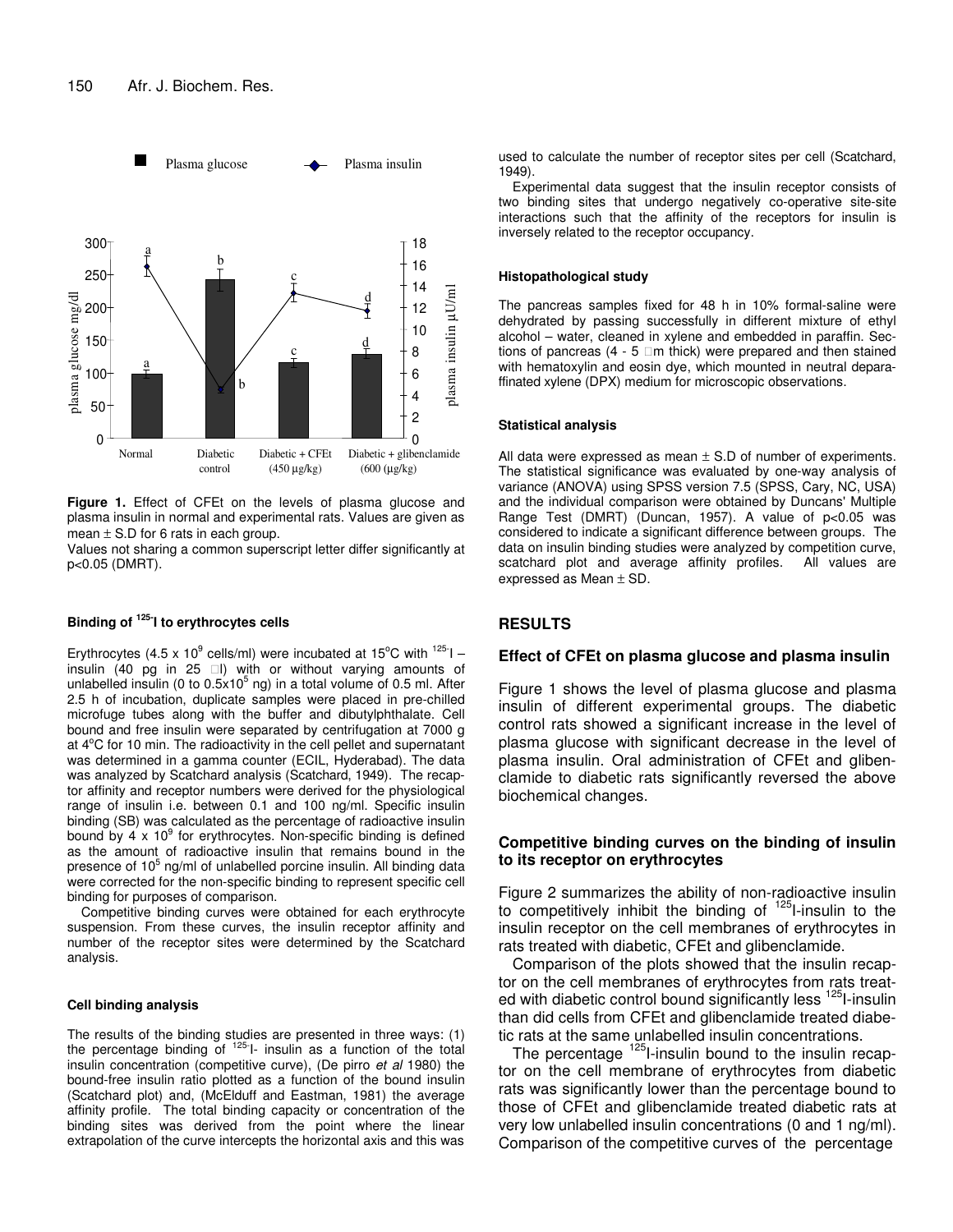**Figure 1.** Effect of CFEt on the levels of plasma glucose and plasma insulin in normal and experimental rats. Values are given as mean ± S.D for 6 rats in each group.

Values not sharing a common superscript letter differ significantly at $p<0.05$ (DMRT).

#### Binding of $^{125}$I to erythrocytes cells

Erythrocytes ($4.5 \times 10^9$ cells/ml) were incubated at 15°C with $^{125}$I – insulin (40 pg in 25 µl) with or without varying amounts of unlabelled insulin (0 to $0.5 \times 10^5$ ng) in a total volume of 0.5 ml. After 2.5 h of incubation, duplicate samples were placed in pre-chilled microfuge tubes along with the buffer and dibutylphthalate. Cell bound and free insulin were separated by centrifugation at 7000 g at 4°C for 10 min. The radioactivity in the cell pellet and supernatant was determined in a gamma counter (ECIL, Hyderabad). The data was analyzed by Scatchard analysis (Scatchard, 1949). The recaptor affinity and receptor numbers were derived for the physiological range of insulin i.e. between 0.1 and 100 ng/ml. Specific insulin binding (SB) was calculated as the percentage of radioactive insulin bound by $4 \times 10^9$ for erythrocytes. Non-specific binding is defined as the amount of radioactive insulin that remains bound in the presence of $10^5$ ng/ml of unlabelled porcine insulin. All binding data were corrected for the non-specific binding to represent specific cell binding for purposes of comparison.

Competitive binding curves were obtained for each erythrocyte suspension. From these curves, the insulin receptor affinity and number of the receptor sites were determined by the Scatchard analysis.

#### Cell binding analysis

The results of the binding studies are presented in three ways: (1) the percentage binding of $^{125}$I- insulin as a function of the total insulin concentration (competitive curve), (De pirro *et al* 1980) the bound-free insulin ratio plotted as a function of the bound insulin (Scatchard plot) and, (McElduff and Eastman, 1981) the average affinity profile. The total binding capacity or concentration of the binding sites was derived from the point where the linear extrapolation of the curve intercepts the horizontal axis and this was used to calculate the number of receptor sites per cell (Scatchard, 1949).

Experimental data suggest that the insulin receptor consists of two binding sites that undergo negatively co-operative site-site interactions such that the affinity of the receptors for insulin is inversely related to the receptor occupancy.

#### Histopathological study

The pancreas samples fixed for 48 h in 10% formal-saline were dehydrated by passing successfully in different mixture of ethyl alcohol – water, cleaned in xylene and embedded in paraffin. Sections of pancreas (4 - 5 µm thick) were prepared and then stained with hematoxylin and eosin dye, which mounted in neutral deparaffinated xylene (DPX) medium for microscopic observations.

#### Statistical analysis

All data were expressed as mean ± S.D of number of experiments. The statistical significance was evaluated by one-way analysis of variance (ANOVA) using SPSS version 7.5 (SPSS, Cary, NC, USA) and the individual comparison were obtained by Duncans' Multiple Range Test (DMRT) (Duncan, 1957). A value of $p<0.05$ was considered to indicate a significant difference between groups. The data on insulin binding studies were analyzed by competition curve, scatchard plot and average affinity profiles. All values are expressed as Mean ± SD.

## RESULTS

### Effect of CFEt on plasma glucose and plasma insulin

Figure 1 shows the level of plasma glucose and plasma insulin of different experimental groups. The diabetic control rats showed a significant increase in the level of plasma glucose with significant decrease in the level of plasma insulin. Oral administration of CFEt and glibenclamide to diabetic rats significantly reversed the above biochemical changes.

### Competitive binding curves on the binding of insulin to its receptor on erythrocytes

Figure 2 summarizes the ability of non-radioactive insulin to competitively inhibit the binding of $^{125}$I-insulin to the insulin receptor on the cell membranes of erythrocytes in rats treated with diabetic, CFEt and glibenclamide.

Comparison of the plots showed that the insulin recaptor on the cell membranes of erythrocytes from rats treated with diabetic control bound significantly less $^{125}$I-insulin than did cells from CFEt and glibenclamide treated diabetic rats at the same unlabelled insulin concentrations.

The percentage $^{125}$I-insulin bound to the insulin recaptor on the cell membrane of erythrocytes from diabetic rats was significantly lower than the percentage bound to those of CFEt and glibenclamide treated diabetic rats at very low unlabelled insulin concentrations (0 and 1 ng/ml). Comparison of the competitive curves of the percentage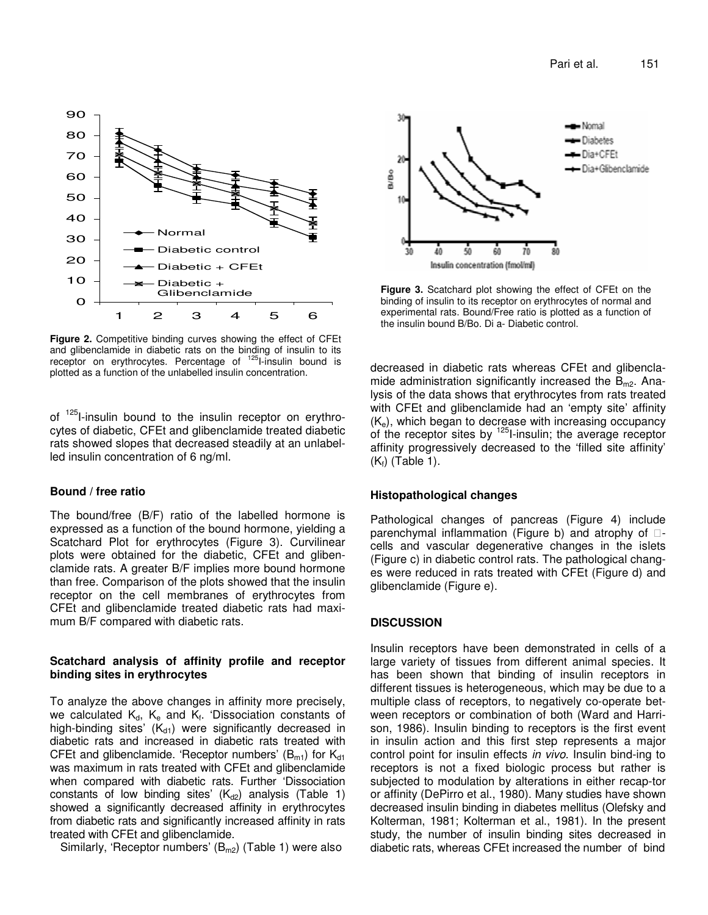**Figure 2.** Competitive binding curves showing the effect of CFEt and glibenclamide in diabetic rats on the binding of insulin to its receptor on erythrocytes. Percentage of $^{125}$I-insulin bound is plotted as a function of the unlabelled insulin concentration.

of $^{125}$I-insulin bound to the insulin receptor on erythrocytes of diabetic, CFEt and glibenclamide treated diabetic rats showed slopes that decreased steadily at an unlabelled insulin concentration of 6 ng/ml.

### Bound / free ratio

The bound/free (B/F) ratio of the labelled hormone is expressed as a function of the bound hormone, yielding a Scatchard Plot for erythrocytes (Figure 3). Curvilinear plots were obtained for the diabetic, CFEt and glibenclamide rats. A greater B/F implies more bound hormone than free. Comparison of the plots showed that the insulin receptor on the cell membranes of erythrocytes from CFEt and glibenclamide treated diabetic rats had maximum B/F compared with diabetic rats.

### Scatchard analysis of affinity profile and receptor binding sites in erythrocytes

To analyze the above changes in affinity more precisely, we calculated $K_d$, $K_e$ and $K_f$. 'Dissociation constants of high-binding sites' ($K_{d1}$) were significantly decreased in diabetic rats and increased in diabetic rats treated with CFEt and glibenclamide. 'Receptor numbers' ($B_{m1}$) for $K_{d1}$ was maximum in rats treated with CFEt and glibenclamide when compared with diabetic rats. Further 'Dissociation constants of low binding sites' ($K_{d2}$) analysis (Table 1) showed a significantly decreased affinity in erythrocytes from diabetic rats and significantly increased affinity in rats treated with CFEt and glibenclamide.

Similarly, 'Receptor numbers' ($B_{m2}$) (Table 1) were also decreased in diabetic rats whereas CFEt and glibenclamide administration significantly increased the $B_{m2}$. Analysis of the data shows that erythrocytes from rats treated with CFEt and glibenclamide had an 'empty site' affinity ($K_e$), which began to decrease with increasing occupancy of the receptor sites by $^{125}$I-insulin; the average receptor affinity progressively decreased to the 'filled site affinity' ($K_f$) (Table 1).

**Figure 3.** Scatchard plot showing the effect of CFEt on the binding of insulin to its receptor on erythrocytes of normal and experimental rats. Bound/Free ratio is plotted as a function of the insulin bound B/Bo. Di a- Diabetic control.

### Histopathological changes

Pathological changes of pancreas (Figure 4) include parenchymal inflammation (Figure b) and atrophy of β-cells and vascular degenerative changes in the islets (Figure c) in diabetic control rats. The pathological changes were reduced in rats treated with CFEt (Figure d) and glibenclamide (Figure e).

## DISCUSSION

Insulin receptors have been demonstrated in cells of a large variety of tissues from different animal species. It has been shown that binding of insulin receptors in different tissues is heterogeneous, which may be due to a multiple class of receptors, to negatively co-operate between receptors or combination of both (Ward and Harrison, 1986). Insulin binding to receptors is the first event in insulin action and this first step represents a major control point for insulin effects *in vivo*. Insulin bind-ing to receptors is not a fixed biologic process but rather is subjected to modulation by alterations in either recap-tor or affinity (DePirro et al., 1980). Many studies have shown decreased insulin binding in diabetes mellitus (Olefsky and Kolterman, 1981; Kolterman et al., 1981). In the present study, the number of insulin binding sites decreased in diabetic rats, whereas CFEt increased the number of bind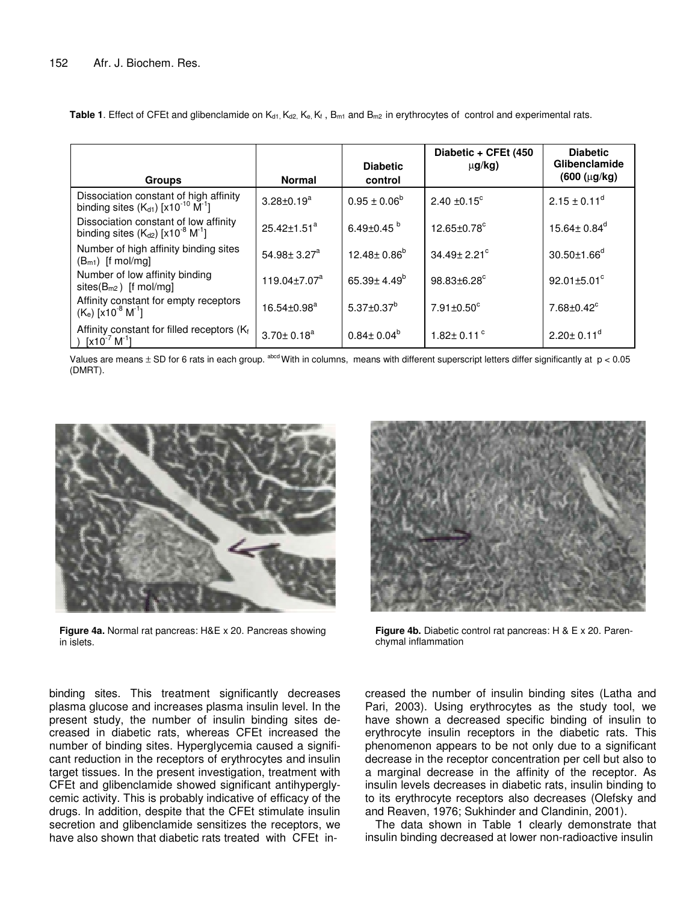**Table 1**. Effect of CFEt and glibenclamide on $K_{d1}$, $K_{d2}$, $K_e$, $K_f$, $B_{m1}$ and $B_{m2}$ in erythrocytes of control and experimental rats.

| Groups | Normal | Diabetic control | Diabetic + CFEt (450 μg/kg) | Diabetic Glibenclamide (600 (μg/kg) |
|---|---|---|---|---|
| Dissociation constant of high affinity binding sites ($K_{d1}$) [$x10^{-10}$ $M^{-1}$] | $3.28\pm0.19^{a}$ | $0.95 \pm 0.06^{b}$ | $2.40 \pm0.15^{c}$ | $2.15 \pm 0.11^{d}$ |
| Dissociation constant of low affinity binding sites ($K_{d2}$) [$x10^{-8}$ $M^{-1}$] | $25.42\pm1.51^{a}$ | $6.49\pm0.45^{b}$ | $12.65\pm0.78^{c}$ | $15.64\pm 0.84^{d}$ |
| Number of high affinity binding sites ($B_{m1}$) [f mol/mg] | $54.98\pm 3.27^{a}$ | $12.48\pm 0.86^{b}$ | $34.49\pm 2.21^{c}$ | $30.50\pm1.66^{d}$ |
| Number of low affinity binding sites($B_{m2}$) [f mol/mg] | $119.04\pm7.07^{a}$ | $65.39\pm 4.49^{b}$ | $98.83\pm6.28^{c}$ | $92.01\pm5.01^{c}$ |
| Affinity constant for empty receptors ($K_e$) [$x10^{-8}$ $M^{-1}$] | $16.54\pm0.98^{a}$ | $5.37\pm0.37^{b}$ | $7.91\pm0.50^{c}$ | $7.68\pm0.42^{c}$ |
| Affinity constant for filled receptors ($K_f$) [$x10^{-7}$ $M^{-1}$] | $3.70\pm 0.18^{a}$ | $0.84\pm 0.04^{b}$ | $1.82\pm 0.11^{c}$ | $2.20\pm 0.11^{d}$ |

Values are means ± SD for 6 rats in each group. [abcd] With in columns, means with different superscript letters differ significantly at $p < 0.05$ (DMRT).

**Figure 4a.** Normal rat pancreas: H&E x 20. Pancreas showing in islets.

**Figure 4b.** Diabetic control rat pancreas: H & E x 20. Parenchymal inflammation

binding sites. This treatment significantly decreases plasma glucose and increases plasma insulin level. In the present study, the number of insulin binding sites decreased in diabetic rats, whereas CFEt increased the number of binding sites. Hyperglycemia caused a significant reduction in the receptors of erythrocytes and insulin target tissues. In the present investigation, treatment with CFEt and glibenclamide showed significant antihyperglycemic activity. This is probably indicative of efficacy of the drugs. In addition, despite that the CFEt stimulate insulin secretion and glibenclamide sensitizes the receptors, we have also shown that diabetic rats treated with CFEt increased the number of insulin binding sites (Latha and Pari, 2003). Using erythrocytes as the study tool, we have shown a decreased specific binding of insulin to erythrocyte insulin receptors in the diabetic rats. This phenomenon appears to be not only due to a significant decrease in the receptor concentration per cell but also to a marginal decrease in the affinity of the receptor. As insulin levels decreases in diabetic rats, insulin binding to to its erythrocyte receptors also decreases (Olefsky and and Reaven, 1976; Sukhinder and Clandinin, 2001).

The data shown in Table 1 clearly demonstrate that insulin binding decreased at lower non-radioactive insulin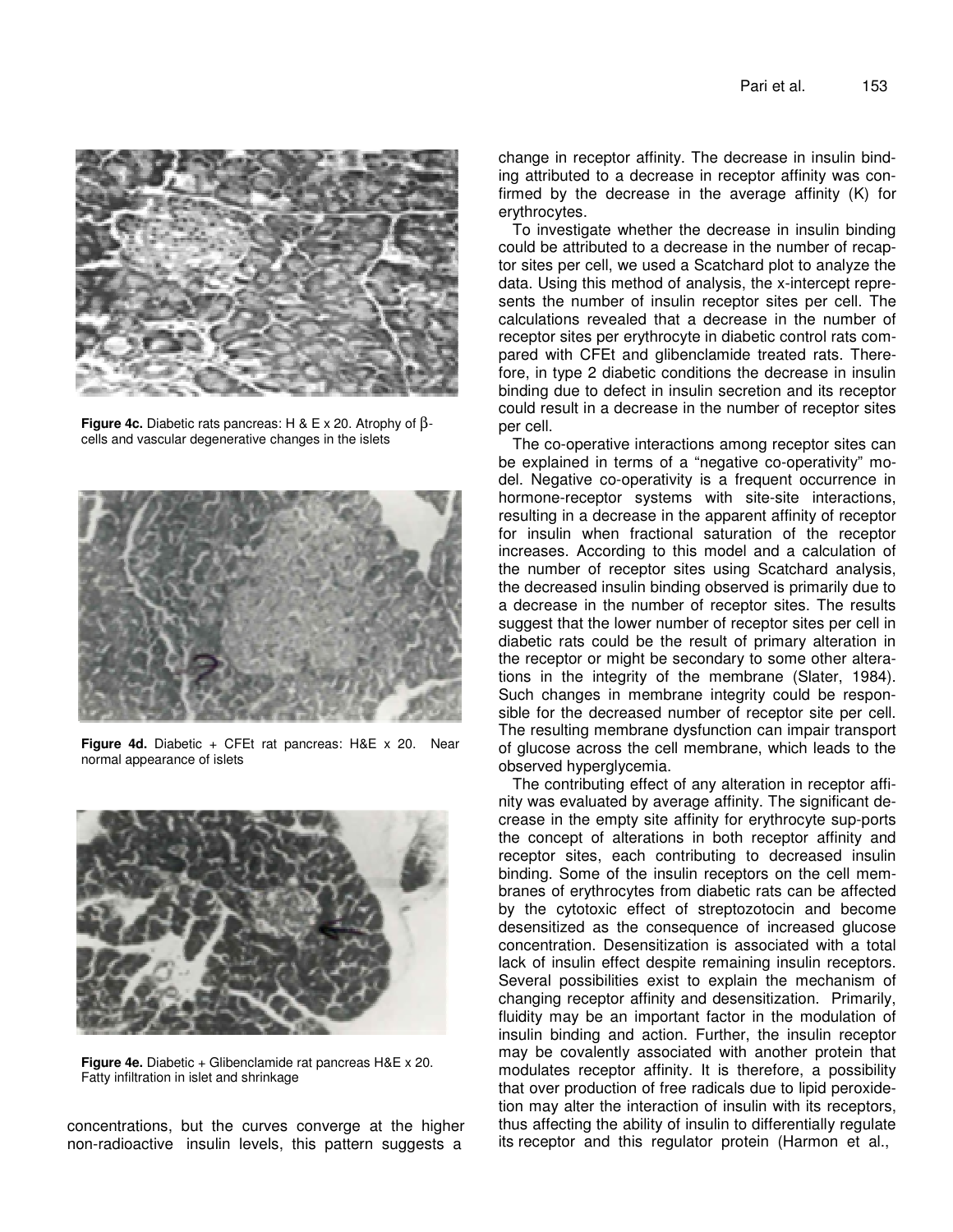**Figure 4c.** Diabetic rats pancreas: H & E x 20. Atrophy of β-cells and vascular degenerative changes in the islets

**Figure 4d.** Diabetic + CFEt rat pancreas: H&E x 20. Near normal appearance of islets

**Figure 4e.** Diabetic + Glibenclamide rat pancreas H&E x 20. Fatty infiltration in islet and shrinkage

concentrations, but the curves converge at the higher non-radioactive insulin levels, this pattern suggests a change in receptor affinity. The decrease in insulin binding attributed to a decrease in receptor affinity was confirmed by the decrease in the average affinity (K) for erythrocytes.

To investigate whether the decrease in insulin binding could be attributed to a decrease in the number of recaptor sites per cell, we used a Scatchard plot to analyze the data. Using this method of analysis, the x-intercept represents the number of insulin receptor sites per cell. The calculations revealed that a decrease in the number of receptor sites per erythrocyte in diabetic control rats compared with CFEt and glibenclamide treated rats. Therefore, in type 2 diabetic conditions the decrease in insulin binding due to defect in insulin secretion and its receptor could result in a decrease in the number of receptor sites per cell.

The co-operative interactions among receptor sites can be explained in terms of a "negative co-operativity" model. Negative co-operativity is a frequent occurrence in hormone-receptor systems with site-site interactions, resulting in a decrease in the apparent affinity of receptor for insulin when fractional saturation of the receptor increases. According to this model and a calculation of the number of receptor sites using Scatchard analysis, the decreased insulin binding observed is primarily due to a decrease in the number of receptor sites. The results suggest that the lower number of receptor sites per cell in diabetic rats could be the result of primary alteration in the receptor or might be secondary to some other alterations in the integrity of the membrane (Slater, 1984). Such changes in membrane integrity could be responsible for the decreased number of receptor site per cell. The resulting membrane dysfunction can impair transport of glucose across the cell membrane, which leads to the observed hyperglycemia.

The contributing effect of any alteration in receptor affinity was evaluated by average affinity. The significant decrease in the empty site affinity for erythrocyte sup-ports the concept of alterations in both receptor affinity and receptor sites, each contributing to decreased insulin binding. Some of the insulin receptors on the cell membranes of erythrocytes from diabetic rats can be affected by the cytotoxic effect of streptozotocin and become desensitized as the consequence of increased glucose concentration. Desensitization is associated with a total lack of insulin effect despite remaining insulin receptors. Several possibilities exist to explain the mechanism of changing receptor affinity and desensitization. Primarily, fluidity may be an important factor in the modulation of insulin binding and action. Further, the insulin receptor may be covalently associated with another protein that modulates receptor affinity. It is therefore, a possibility that over production of free radicals due to lipid peroxidation may alter the interaction of insulin with its receptors, thus affecting the ability of insulin to differentially regulate its receptor and this regulator protein (Harmon et al.,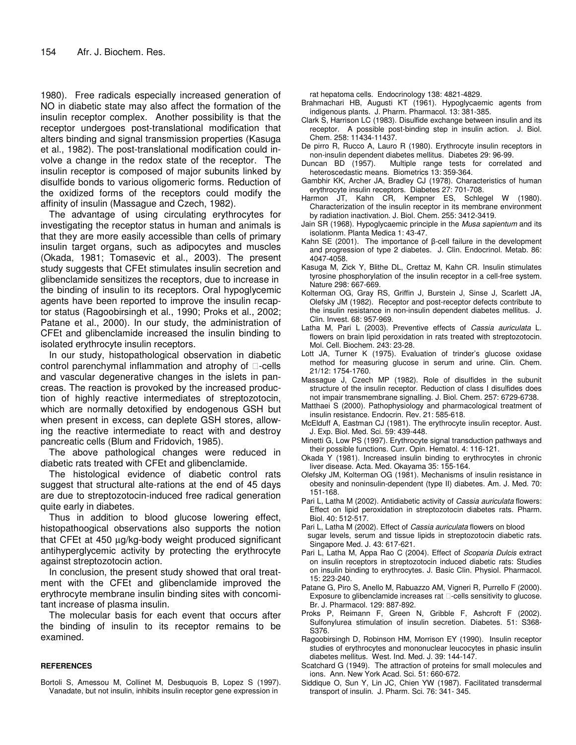1980). Free radicals especially increased generation of NO in diabetic state may also affect the formation of the insulin receptor complex. Another possibility is that the receptor undergoes post-translational modification that alters binding and signal transmission properties (Kasuga et al., 1982). The post-translational modification could involve a change in the redox state of the receptor. The insulin receptor is composed of major subunits linked by disulfide bonds to various oligomeric forms. Reduction of the oxidized forms of the receptors could modify the affinity of insulin (Massague and Czech, 1982).

The advantage of using circulating erythrocytes for investigating the receptor status in human and animals is that they are more easily accessible than cells of primary insulin target organs, such as adipocytes and muscles (Okada, 1981; Tomasevic et al., 2003). The present study suggests that CFEt stimulates insulin secretion and glibenclamide sensitizes the receptors, due to increase in the binding of insulin to its receptors. Oral hypoglycemic agents have been reported to improve the insulin recaptor status (Ragoobirsingh et al., 1990; Proks et al., 2002; Patane et al., 2000). In our study, the administration of CFEt and glibenclamide increased the insulin binding to isolated erythrocyte insulin receptors.

In our study, histopathological observation in diabetic control parenchymal inflammation and atrophy of □-cells and vascular degenerative changes in the islets in pancreas. The reaction is provoked by the increased production of highly reactive intermediates of streptozotocin, which are normally detoxified by endogenous GSH but when present in excess, can deplete GSH stores, allowing the reactive intermediate to react with and destroy pancreatic cells (Blum and Fridovich, 1985).

The above pathological changes were reduced in diabetic rats treated with CFEt and glibenclamide.

The histological evidence of diabetic control rats suggest that structural alte-rations at the end of 45 days are due to streptozotocin-induced free radical generation quite early in diabetes.

Thus in addition to blood glucose lowering effect, histopathoogical observations also supports the notion that CFEt at 450 μg/kg-body weight produced significant antihyperglycemic activity by protecting the erythrocyte against streptozotocin action.

In conclusion, the present study showed that oral treatment with the CFEt and glibenclamide improved the erythrocyte membrane insulin binding sites with concomitant increase of plasma insulin.

The molecular basis for each event that occurs after the binding of insulin to its receptor remains to be examined.

## REFERENCES

Bortoli S, Amessou M, Collinet M, Desbuquois B, Lopez S (1997). Vanadate, but not insulin, inhibits insulin receptor gene expression in rat hepatoma cells. Endocrinology 138: 4821-4829.

Brahmachari HB, Augusti KT (1961). Hypoglycaemic agents from indigenous plants. J. Pharm. Pharmacol. 13: 381-385.

Clark S, Harrison LC (1983). Disulfide exchange between insulin and its receptor. A possible post-binding step in insulin action. J. Biol. Chem. 258: 11434-11437.

De pirro R, Rucco A, Lauro R (1980). Erythrocyte insulin receptors in non-insulin dependent diabetes mellitus. Diabetes 29: 96-99.

Duncan BD (1957). Multiple range tests for correlated and heteroscedastic means. Biometrics 13: 359-364.

Gambhir KK, Archer JA, Bradley CJ (1978). Characteristics of human erythrocyte insulin receptors. Diabetes 27: 701-708.

Harmon JT, Kahn CR, Kempner ES, Schlegel W (1980). Characterization of the insulin receptor in its membrane environment by radiation inactivation. J. Biol. Chem. 255: 3412-3419.

Jain SR (1968). Hypoglycaemic principle in the *Musa sapientum* and its isolationm. Planta Medica 1: 43-47.

Kahn SE (2001). The importance of β-cell failure in the development and progression of type 2 diabetes. J. Clin. Endocrinol. Metab. 86: 4047-4058.

Kasuga M, Zick Y, Blithe DL, Crettaz M, Kahn CR. Insulin stimulates tyrosine phosphorylation of the insulin receptor in a cell-free system. Nature 298: 667-669.

Kolterman OG, Gray RS, Griffin J, Burstein J, Sinse J, Scarlett JA, Olefsky JM (1982). Receptor and post-receptor defects contribute to the insulin resistance in non-insulin dependent diabetes mellitus. J. Clin. Invest. 68: 957-969.

Latha M, Pari L (2003). Preventive effects of *Cassia auriculata* L. flowers on brain lipid peroxidation in rats treated with streptozotocin. Mol. Cell. Biochem. 243: 23-28.

Lott JA, Turner K (1975). Evaluation of trinder's glucose oxidase method for measuring glucose in serum and urine. Clin. Chem. 21/12: 1754-1760.

Massague J, Czech MP (1982). Role of disulfides in the subunit structure of the insulin receptor. Reduction of class I disulfides does not impair transmembrane signalling. J. Biol. Chem. 257: 6729-6738.

Matthaei S (2000). Pathophysiology and pharmacological treatment of insulin resistance. Endocrin. Rev. 21: 585-618.

McElduff A, Eastman CJ (1981). The erythrocyte insulin receptor. Aust. J. Exp. Biol. Med. Sci. 59: 439-448.

Minetti G, Low PS (1997). Erythrocyte signal transduction pathways and their possible functions. Curr. Opin. Hematol. 4: 116-121.

Okada Y (1981). Increased insulin binding to erythrocytes in chronic liver disease. Acta. Med. Okayama 35: 155-164.

Olefsky JM, Kolterman OG (1981). Mechanisms of insulin resistance in obesity and noninsulin-dependent (type II) diabetes. Am. J. Med. 70: 151-168.

Pari L, Latha M (2002). Antidiabetic activity of *Cassia auriculata* flowers: Effect on lipid peroxidation in streptozotocin diabetes rats. Pharm. Biol. 40: 512-517.

Pari L, Latha M (2002). Effect of *Cassia auriculata* flowers on blood sugar levels, serum and tissue lipids in streptozotocin diabetic rats. Singapore Med. J. 43: 617-621.

Pari L, Latha M, Appa Rao C (2004). Effect of *Scoparia Dulcis* extract on insulin receptors in streptozotocin induced diabetic rats: Studies on insulin binding to erythrocytes. J. Basic Clin. Physiol. Pharmacol. 15: 223-240.

Patane G, Piro S, Anello M, Rabuazzo AM, Vigneri R, Purrello F (2000). Exposure to glibenclamide increases rat □-cells sensitivity to glucose. Br. J. Pharmacol. 129: 887-892.

Proks P, Reimann F, Green N, Gribble F, Ashcroft F (2002). Sulfonylurea stimulation of insulin secretion. Diabetes. 51: S368-S376.

Ragoobirsingh D, Robinson HM, Morrison EY (1990). Insulin receptor studies of erythrocytes and mononuclear leucocytes in phasic insulin diabetes mellitus. West. Ind. Med. J. 39: 144-147.

Scatchard G (1949). The attraction of proteins for small molecules and ions. Ann. New York Acad. Sci. 51: 660-672.

Siddique O, Sun Y, Lin JC, Chien YW (1987). Facilitated transdermal transport of insulin. J. Pharm. Sci. 76: 341- 345.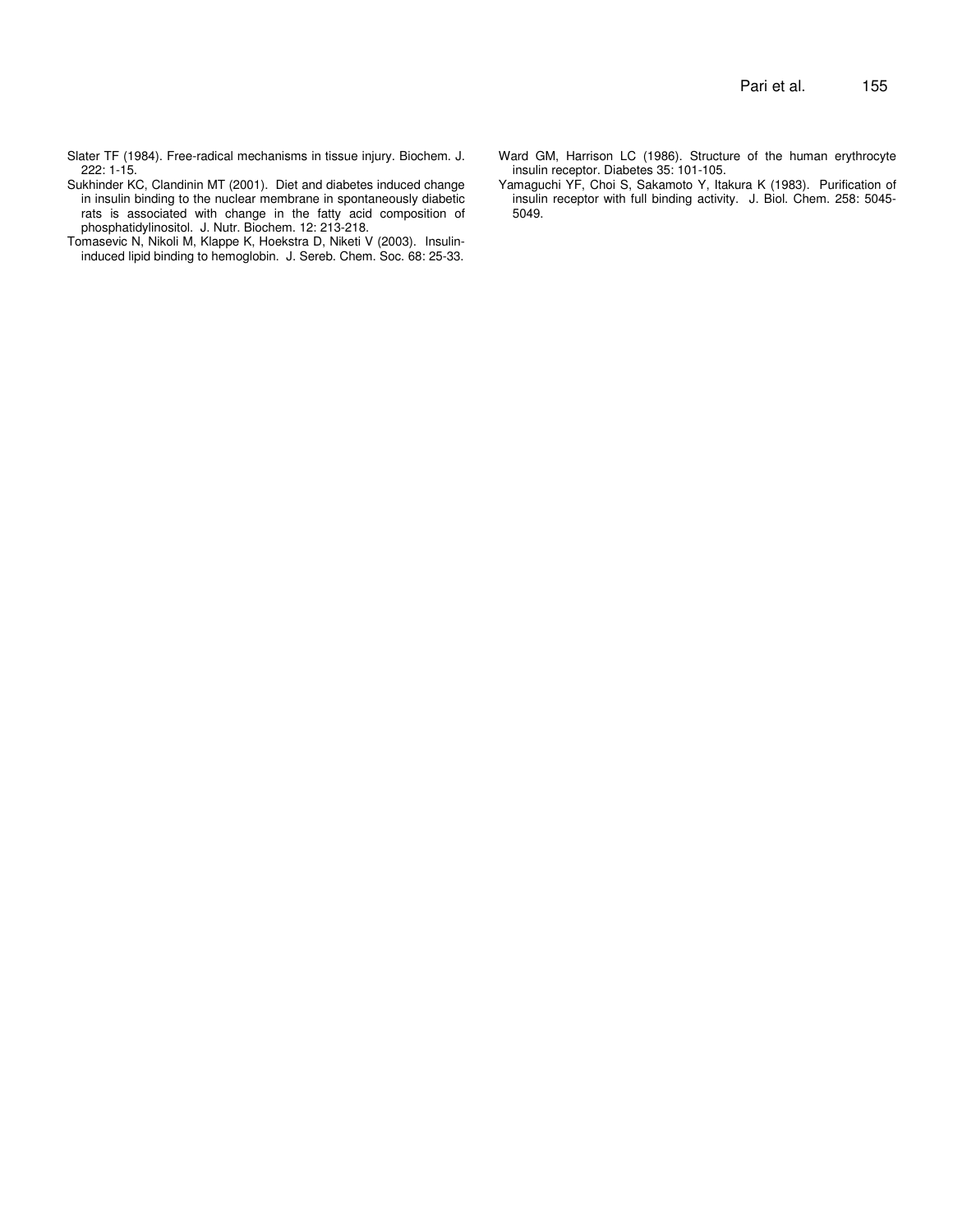Slater TF (1984). Free-radical mechanisms in tissue injury. Biochem. J. 222: 1-15.

Sukhinder KC, Clandinin MT (2001). Diet and diabetes induced change in insulin binding to the nuclear membrane in spontaneously diabetic rats is associated with change in the fatty acid composition of phosphatidylinositol. J. Nutr. Biochem. 12: 213-218.

Tomasevic N, Nikoli M, Klappe K, Hoekstra D, Niketi V (2003). Insulin-induced lipid binding to hemoglobin. J. Sereb. Chem. Soc. 68: 25-33.

Ward GM, Harrison LC (1986). Structure of the human erythrocyte insulin receptor. Diabetes 35: 101-105.

Yamaguchi YF, Choi S, Sakamoto Y, Itakura K (1983). Purification of insulin receptor with full binding activity. J. Biol. Chem. 258: 5045-5049.